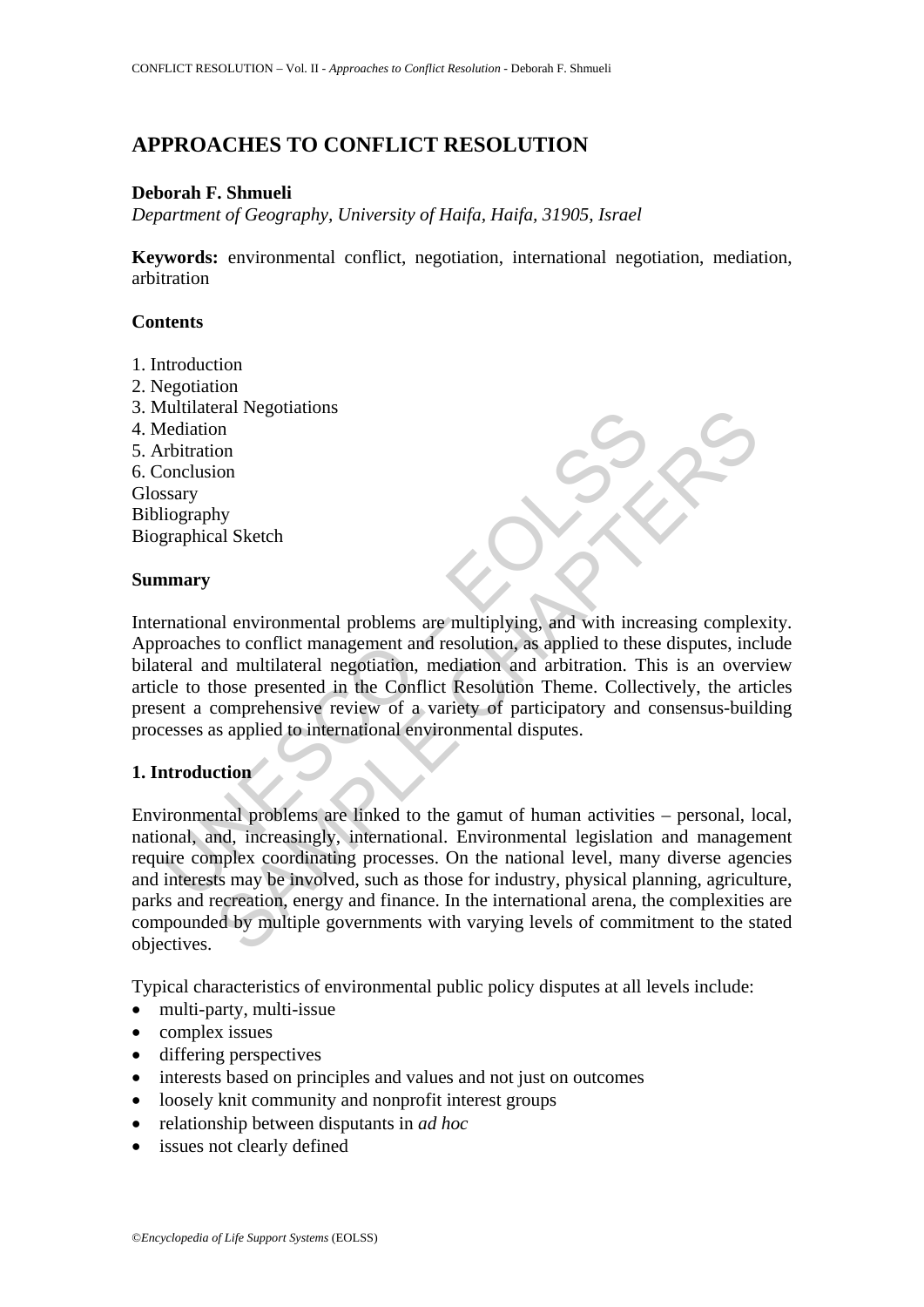# APPROACHES TO CONFLICT RESOLUTION

**Deborah F. Shmueli**

*Department of Geography, University of Haifa, Haifa, 31905, Israel*

**Keywords:** environmental conflict, negotiation, international negotiation, mediation, arbitration

## Contents

1. Introduction
2. Negotiation
3. Multilateral Negotiations
4. Mediation
5. Arbitration
6. Conclusion

Glossary
Bibliography
Biographical Sketch

## Summary

International environmental problems are multiplying, and with increasing complexity. Approaches to conflict management and resolution, as applied to these disputes, include bilateral and multilateral negotiation, mediation and arbitration. This is an overview article to those presented in the Conflict Resolution Theme. Collectively, the articles present a comprehensive review of a variety of participatory and consensus-building processes as applied to international environmental disputes.

## 1. Introduction

Environmental problems are linked to the gamut of human activities – personal, local, national, and, increasingly, international. Environmental legislation and management require complex coordinating processes. On the national level, many diverse agencies and interests may be involved, such as those for industry, physical planning, agriculture, parks and recreation, energy and finance. In the international arena, the complexities are compounded by multiple governments with varying levels of commitment to the stated objectives.

Typical characteristics of environmental public policy disputes at all levels include:

- multi-party, multi-issue
- complex issues
- differing perspectives
- interests based on principles and values and not just on outcomes
- loosely knit community and nonprofit interest groups
- relationship between disputants in *ad hoc*
- issues not clearly defined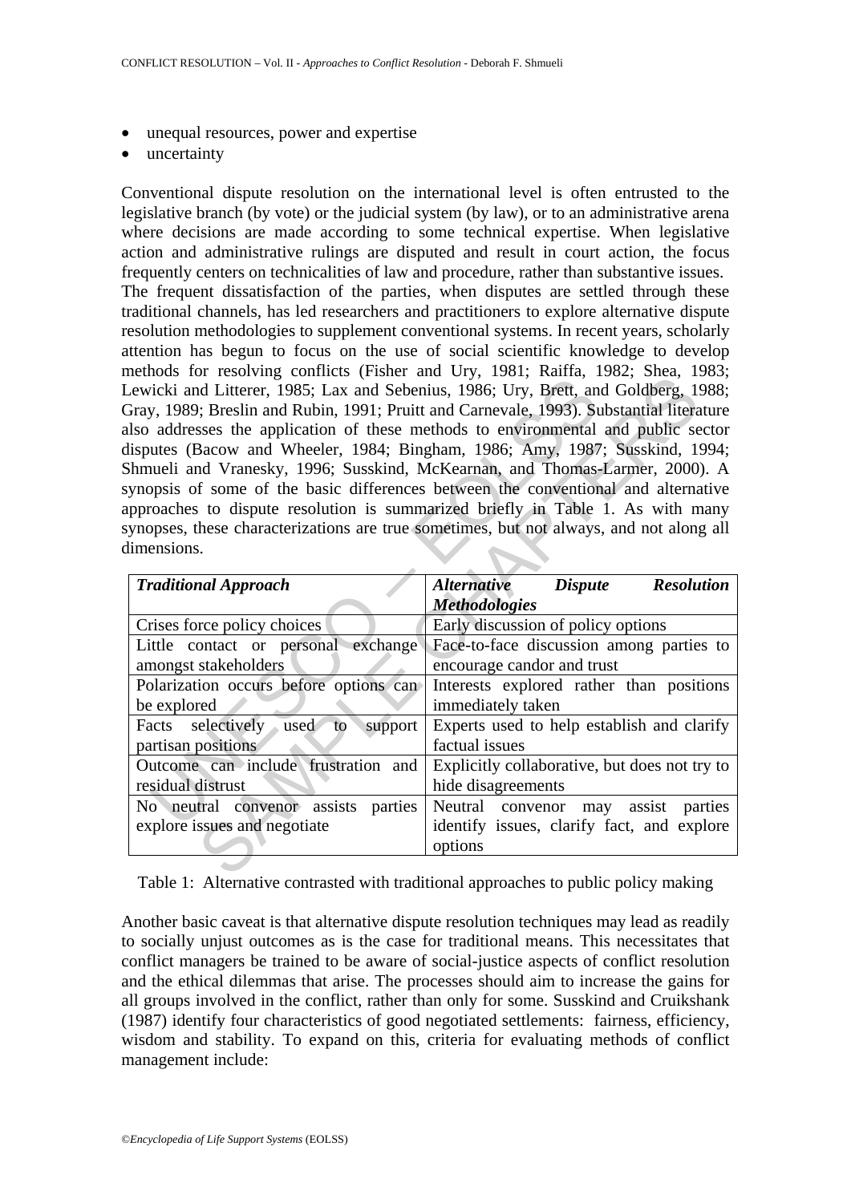- unequal resources, power and expertise
- uncertainty

Conventional dispute resolution on the international level is often entrusted to the legislative branch (by vote) or the judicial system (by law), or to an administrative arena where decisions are made according to some technical expertise. When legislative action and administrative rulings are disputed and result in court action, the focus frequently centers on technicalities of law and procedure, rather than substantive issues. The frequent dissatisfaction of the parties, when disputes are settled through these traditional channels, has led researchers and practitioners to explore alternative dispute resolution methodologies to supplement conventional systems. In recent years, scholarly attention has begun to focus on the use of social scientific knowledge to develop methods for resolving conflicts (Fisher and Ury, 1981; Raiffa, 1982; Shea, 1983; Lewicki and Litterer, 1985; Lax and Sebenius, 1986; Ury, Brett, and Goldberg, 1988; Gray, 1989; Breslin and Rubin, 1991; Pruitt and Carnevale, 1993). Substantial literature also addresses the application of these methods to environmental and public sector disputes (Bacow and Wheeler, 1984; Bingham, 1986; Amy, 1987; Susskind, 1994; Shmueli and Vranesky, 1996; Susskind, McKearnan, and Thomas-Larmer, 2000). A synopsis of some of the basic differences between the conventional and alternative approaches to dispute resolution is summarized briefly in Table 1. As with many synopses, these characterizations are true sometimes, but not always, and not along all dimensions.

| ***Traditional Approach*** | ***Alternative Dispute Resolution Methodologies*** |
|---|---|
| Crises force policy choices | Early discussion of policy options |
| Little contact or personal exchange amongst stakeholders | Face-to-face discussion among parties to encourage candor and trust |
| Polarization occurs before options can be explored | Interests explored rather than positions immediately taken |
| Facts selectively used to support partisan positions | Experts used to help establish and clarify factual issues |
| Outcome can include frustration and residual distrust | Explicitly collaborative, but does not try to hide disagreements |
| No neutral convenor assists parties explore issues and negotiate | Neutral convenor may assist parties identify issues, clarify fact, and explore options |

Table 1: Alternative contrasted with traditional approaches to public policy making

Another basic caveat is that alternative dispute resolution techniques may lead as readily to socially unjust outcomes as is the case for traditional means. This necessitates that conflict managers be trained to be aware of social-justice aspects of conflict resolution and the ethical dilemmas that arise. The processes should aim to increase the gains for all groups involved in the conflict, rather than only for some. Susskind and Cruikshank (1987) identify four characteristics of good negotiated settlements: fairness, efficiency, wisdom and stability. To expand on this, criteria for evaluating methods of conflict management include: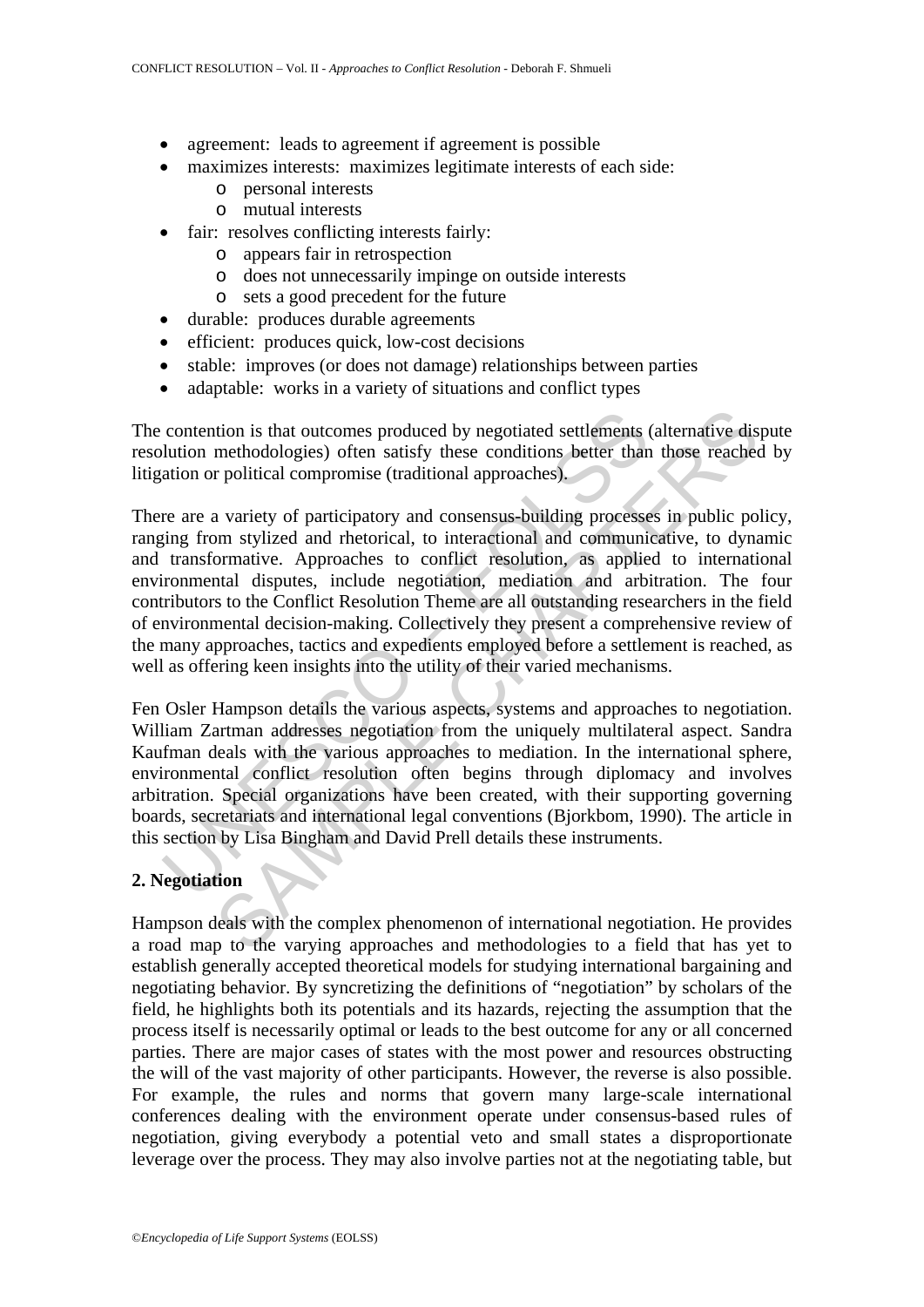- agreement: leads to agreement if agreement is possible
- maximizes interests: maximizes legitimate interests of each side:
    - personal interests
    - mutual interests
- fair: resolves conflicting interests fairly:
    - appears fair in retrospection
    - does not unnecessarily impinge on outside interests
    - sets a good precedent for the future
- durable: produces durable agreements
- efficient: produces quick, low-cost decisions
- stable: improves (or does not damage) relationships between parties
- adaptable: works in a variety of situations and conflict types

The contention is that outcomes produced by negotiated settlements (alternative dispute resolution methodologies) often satisfy these conditions better than those reached by litigation or political compromise (traditional approaches).

There are a variety of participatory and consensus-building processes in public policy, ranging from stylized and rhetorical, to interactional and communicative, to dynamic and transformative. Approaches to conflict resolution, as applied to international environmental disputes, include negotiation, mediation and arbitration. The four contributors to the Conflict Resolution Theme are all outstanding researchers in the field of environmental decision-making. Collectively they present a comprehensive review of the many approaches, tactics and expedients employed before a settlement is reached, as well as offering keen insights into the utility of their varied mechanisms.

Fen Osler Hampson details the various aspects, systems and approaches to negotiation. William Zartman addresses negotiation from the uniquely multilateral aspect. Sandra Kaufman deals with the various approaches to mediation. In the international sphere, environmental conflict resolution often begins through diplomacy and involves arbitration. Special organizations have been created, with their supporting governing boards, secretariats and international legal conventions (Bjorkbom, 1990). The article in this section by Lisa Bingham and David Prell details these instruments.

## 2. Negotiation

Hampson deals with the complex phenomenon of international negotiation. He provides a road map to the varying approaches and methodologies to a field that has yet to establish generally accepted theoretical models for studying international bargaining and negotiating behavior. By syncretizing the definitions of "negotiation" by scholars of the field, he highlights both its potentials and its hazards, rejecting the assumption that the process itself is necessarily optimal or leads to the best outcome for any or all concerned parties. There are major cases of states with the most power and resources obstructing the will of the vast majority of other participants. However, the reverse is also possible. For example, the rules and norms that govern many large-scale international conferences dealing with the environment operate under consensus-based rules of negotiation, giving everybody a potential veto and small states a disproportionate leverage over the process. They may also involve parties not at the negotiating table, but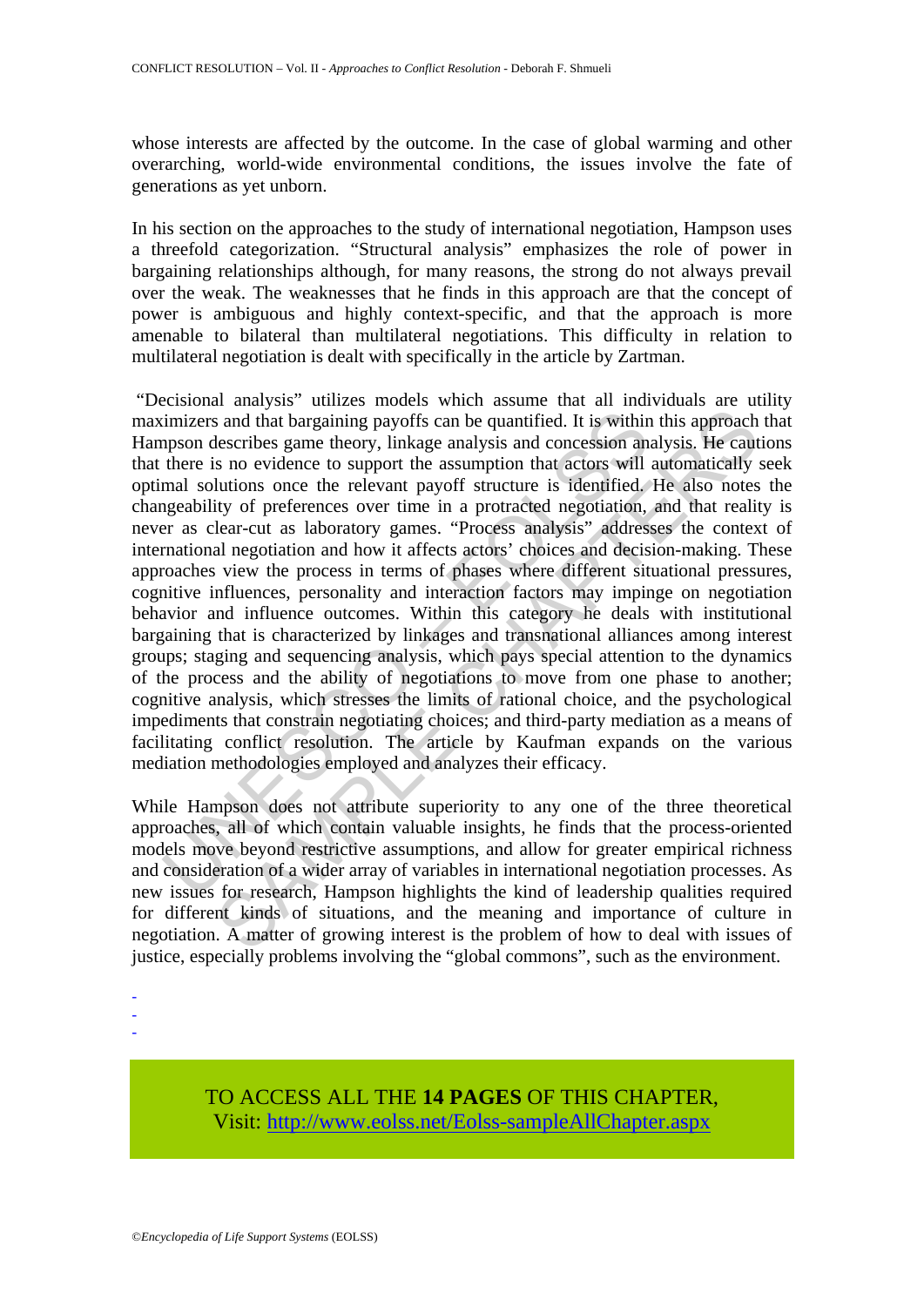whose interests are affected by the outcome. In the case of global warming and other overarching, world-wide environmental conditions, the issues involve the fate of generations as yet unborn.

In his section on the approaches to the study of international negotiation, Hampson uses a threefold categorization. "Structural analysis" emphasizes the role of power in bargaining relationships although, for many reasons, the strong do not always prevail over the weak. The weaknesses that he finds in this approach are that the concept of power is ambiguous and highly context-specific, and that the approach is more amenable to bilateral than multilateral negotiations. This difficulty in relation to multilateral negotiation is dealt with specifically in the article by Zartman.

"Decisional analysis" utilizes models which assume that all individuals are utility maximizers and that bargaining payoffs can be quantified. It is within this approach that Hampson describes game theory, linkage analysis and concession analysis. He cautions that there is no evidence to support the assumption that actors will automatically seek optimal solutions once the relevant payoff structure is identified. He also notes the changeability of preferences over time in a protracted negotiation, and that reality is never as clear-cut as laboratory games. "Process analysis" addresses the context of international negotiation and how it affects actors' choices and decision-making. These approaches view the process in terms of phases where different situational pressures, cognitive influences, personality and interaction factors may impinge on negotiation behavior and influence outcomes. Within this category he deals with institutional bargaining that is characterized by linkages and transnational alliances among interest groups; staging and sequencing analysis, which pays special attention to the dynamics of the process and the ability of negotiations to move from one phase to another; cognitive analysis, which stresses the limits of rational choice, and the psychological impediments that constrain negotiating choices; and third-party mediation as a means of facilitating conflict resolution. The article by Kaufman expands on the various mediation methodologies employed and analyzes their efficacy.

While Hampson does not attribute superiority to any one of the three theoretical approaches, all of which contain valuable insights, he finds that the process-oriented models move beyond restrictive assumptions, and allow for greater empirical richness and consideration of a wider array of variables in international negotiation processes. As new issues for research, Hampson highlights the kind of leadership qualities required for different kinds of situations, and the meaning and importance of culture in negotiation. A matter of growing interest is the problem of how to deal with issues of justice, especially problems involving the "global commons", such as the environment.

-
-
-

TO ACCESS ALL THE **14 PAGES** OF THIS CHAPTER,
Visit: http://www.eolss.net/Eolss-sampleAllChapter.aspx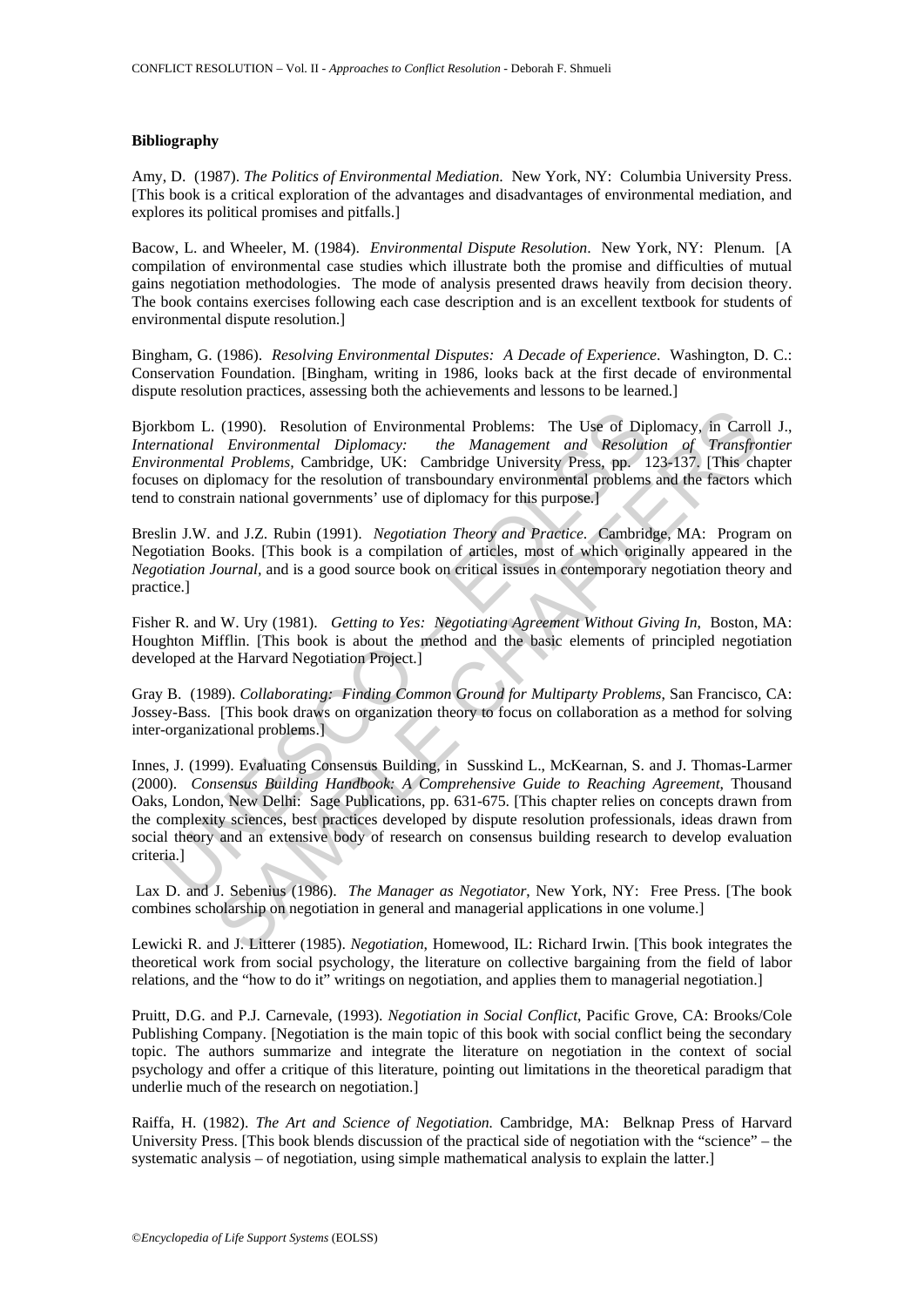## Bibliography

Amy, D. (1987). *The Politics of Environmental Mediation*. New York, NY: Columbia University Press. [This book is a critical exploration of the advantages and disadvantages of environmental mediation, and explores its political promises and pitfalls.]

Bacow, L. and Wheeler, M. (1984). *Environmental Dispute Resolution*. New York, NY: Plenum. [A compilation of environmental case studies which illustrate both the promise and difficulties of mutual gains negotiation methodologies. The mode of analysis presented draws heavily from decision theory. The book contains exercises following each case description and is an excellent textbook for students of environmental dispute resolution.]

Bingham, G. (1986). *Resolving Environmental Disputes: A Decade of Experience*. Washington, D. C.: Conservation Foundation. [Bingham, writing in 1986, looks back at the first decade of environmental dispute resolution practices, assessing both the achievements and lessons to be learned.]

Bjorkbom L. (1990). Resolution of Environmental Problems: The Use of Diplomacy, in Carroll J., *International Environmental Diplomacy: the Management and Resolution of Transfrontier Environmental Problems*, Cambridge, UK: Cambridge University Press, pp. 123-137. [This chapter focuses on diplomacy for the resolution of transboundary environmental problems and the factors which tend to constrain national governments' use of diplomacy for this purpose.]

Breslin J.W. and J.Z. Rubin (1991). *Negotiation Theory and Practice*. Cambridge, MA: Program on Negotiation Books. [This book is a compilation of articles, most of which originally appeared in the *Negotiation Journal*, and is a good source book on critical issues in contemporary negotiation theory and practice.]

Fisher R. and W. Ury (1981). *Getting to Yes: Negotiating Agreement Without Giving In*, Boston, MA: Houghton Mifflin. [This book is about the method and the basic elements of principled negotiation developed at the Harvard Negotiation Project.]

Gray B. (1989). *Collaborating: Finding Common Ground for Multiparty Problems*, San Francisco, CA: Jossey-Bass. [This book draws on organization theory to focus on collaboration as a method for solving inter-organizational problems.]

Innes, J. (1999). Evaluating Consensus Building, in Susskind L., McKearnan, S. and J. Thomas-Larmer (2000). *Consensus Building Handbook: A Comprehensive Guide to Reaching Agreement*, Thousand Oaks, London, New Delhi: Sage Publications, pp. 631-675. [This chapter relies on concepts drawn from the complexity sciences, best practices developed by dispute resolution professionals, ideas drawn from social theory and an extensive body of research on consensus building research to develop evaluation criteria.]

Lax D. and J. Sebenius (1986). *The Manager as Negotiator*, New York, NY: Free Press. [The book combines scholarship on negotiation in general and managerial applications in one volume.]

Lewicki R. and J. Litterer (1985). *Negotiation*, Homewood, IL: Richard Irwin. [This book integrates the theoretical work from social psychology, the literature on collective bargaining from the field of labor relations, and the "how to do it" writings on negotiation, and applies them to managerial negotiation.]

Pruitt, D.G. and P.J. Carnevale, (1993). *Negotiation in Social Conflict*, Pacific Grove, CA: Brooks/Cole Publishing Company. [Negotiation is the main topic of this book with social conflict being the secondary topic. The authors summarize and integrate the literature on negotiation in the context of social psychology and offer a critique of this literature, pointing out limitations in the theoretical paradigm that underlie much of the research on negotiation.]

Raiffa, H. (1982). *The Art and Science of Negotiation.* Cambridge, MA: Belknap Press of Harvard University Press. [This book blends discussion of the practical side of negotiation with the "science" – the systematic analysis – of negotiation, using simple mathematical analysis to explain the latter.]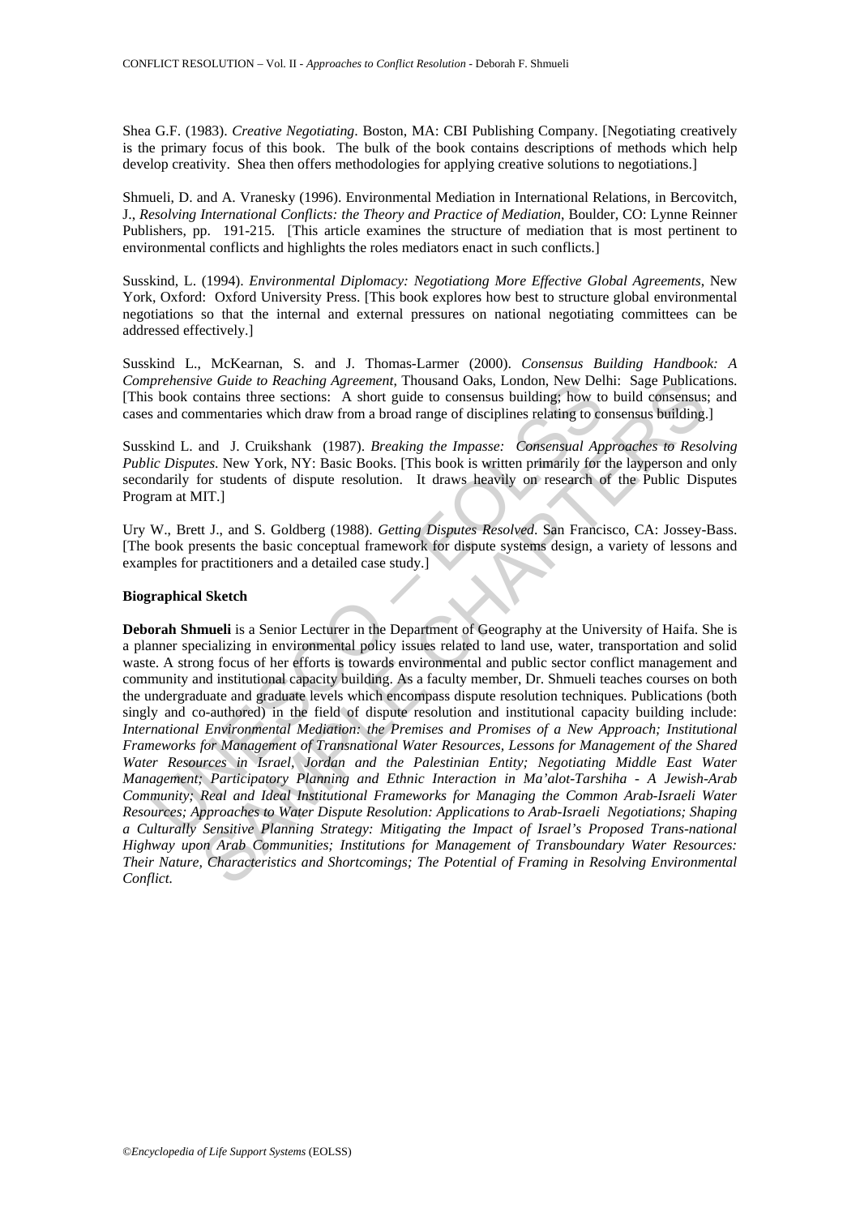Shea G.F. (1983). *Creative Negotiating*. Boston, MA: CBI Publishing Company. [Negotiating creatively is the primary focus of this book. The bulk of the book contains descriptions of methods which help develop creativity. Shea then offers methodologies for applying creative solutions to negotiations.]

Shmueli, D. and A. Vranesky (1996). Environmental Mediation in International Relations, in Bercovitch, J., *Resolving International Conflicts: the Theory and Practice of Mediation*, Boulder, CO: Lynne Reinner Publishers, pp. 191-215. [This article examines the structure of mediation that is most pertinent to environmental conflicts and highlights the roles mediators enact in such conflicts.]

Susskind, L. (1994). *Environmental Diplomacy: Negotiationg More Effective Global Agreements*, New York, Oxford: Oxford University Press. [This book explores how best to structure global environmental negotiations so that the internal and external pressures on national negotiating committees can be addressed effectively.]

Susskind L., McKearnan, S. and J. Thomas-Larmer (2000). *Consensus Building Handbook: A Comprehensive Guide to Reaching Agreement*, Thousand Oaks, London, New Delhi: Sage Publications. [This book contains three sections: A short guide to consensus building; how to build consensus; and cases and commentaries which draw from a broad range of disciplines relating to consensus building.]

Susskind L. and J. Cruikshank (1987). *Breaking the Impasse: Consensual Approaches to Resolving Public Disputes*. New York, NY: Basic Books. [This book is written primarily for the layperson and only secondarily for students of dispute resolution. It draws heavily on research of the Public Disputes Program at MIT.]

Ury W., Brett J., and S. Goldberg (1988). *Getting Disputes Resolved*. San Francisco, CA: Jossey-Bass. [The book presents the basic conceptual framework for dispute systems design, a variety of lessons and examples for practitioners and a detailed case study.]

**Biographical Sketch**

**Deborah Shmueli** is a Senior Lecturer in the Department of Geography at the University of Haifa. She is a planner specializing in environmental policy issues related to land use, water, transportation and solid waste. A strong focus of her efforts is towards environmental and public sector conflict management and community and institutional capacity building. As a faculty member, Dr. Shmueli teaches courses on both the undergraduate and graduate levels which encompass dispute resolution techniques. Publications (both singly and co-authored) in the field of dispute resolution and institutional capacity building include: *International Environmental Mediation: the Premises and Promises of a New Approach; Institutional Frameworks for Management of Transnational Water Resources, Lessons for Management of the Shared Water Resources in Israel, Jordan and the Palestinian Entity; Negotiating Middle East Water Management; Participatory Planning and Ethnic Interaction in Ma'alot-Tarshiha - A Jewish-Arab Community; Real and Ideal Institutional Frameworks for Managing the Common Arab-Israeli Water Resources; Approaches to Water Dispute Resolution: Applications to Arab-Israeli Negotiations; Shaping a Culturally Sensitive Planning Strategy: Mitigating the Impact of Israel's Proposed Trans-national Highway upon Arab Communities; Institutions for Management of Transboundary Water Resources: Their Nature, Characteristics and Shortcomings; The Potential of Framing in Resolving Environmental Conflict.*